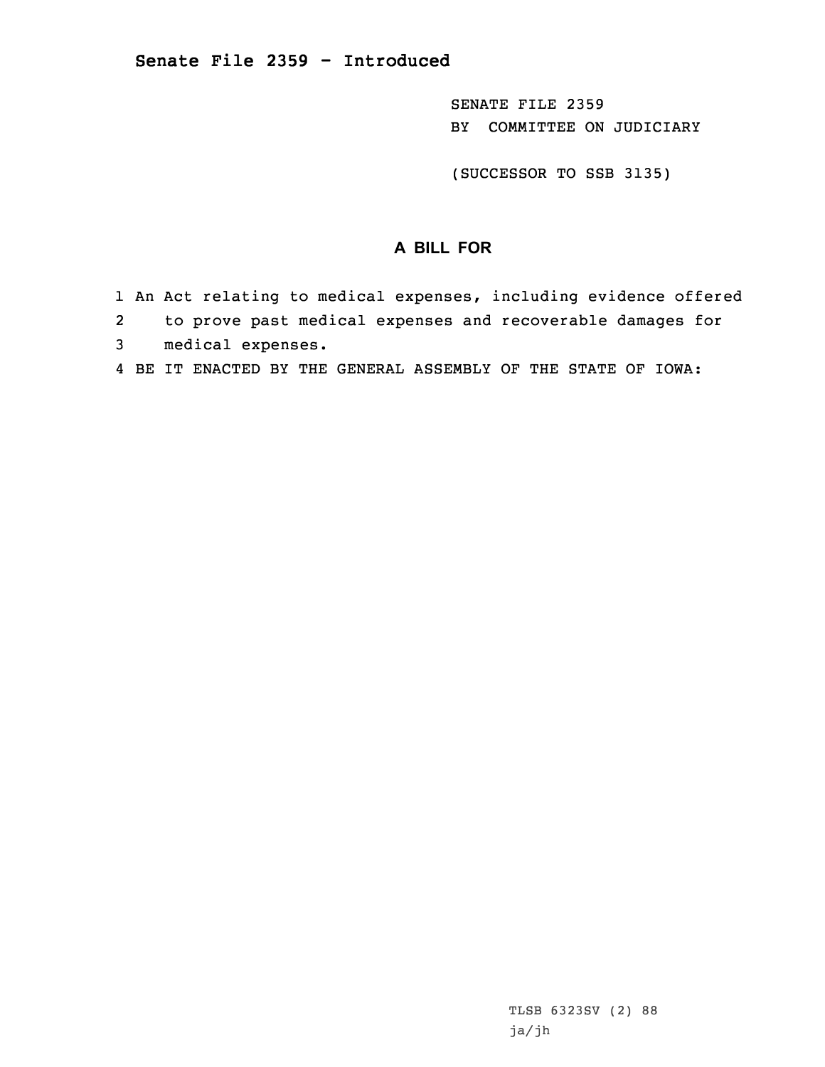# Senate File 2359 - Introduced

SENATE FILE 2359
BY COMMITTEE ON JUDICIARY

(SUCCESSOR TO SSB 3135)

## A BILL FOR

1 An Act relating to medical expenses, including evidence offered
2 to prove past medical expenses and recoverable damages for
3 medical expenses.
4 BE IT ENACTED BY THE GENERAL ASSEMBLY OF THE STATE OF IOWA:

TLSB 6323SV (2) 88
ja/jh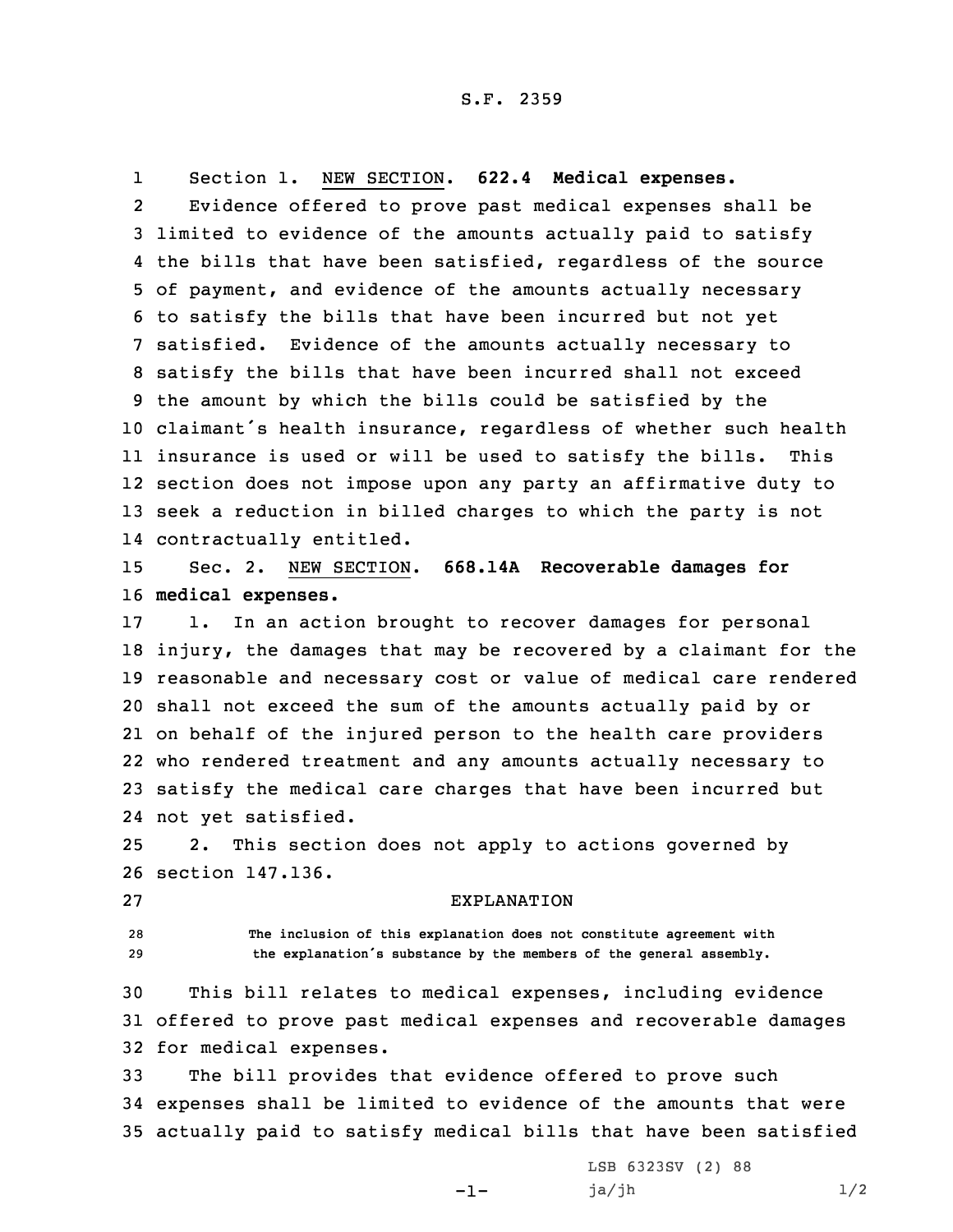S.F. 2359

Section 1. NEW SECTION. **622.4 Medical expenses.**

Evidence offered to prove past medical expenses shall be limited to evidence of the amounts actually paid to satisfy the bills that have been satisfied, regardless of the source of payment, and evidence of the amounts actually necessary to satisfy the bills that have been incurred but not yet satisfied. Evidence of the amounts actually necessary to satisfy the bills that have been incurred shall not exceed the amount by which the bills could be satisfied by the claimant's health insurance, regardless of whether such health insurance is used or will be used to satisfy the bills. This section does not impose upon any party an affirmative duty to seek a reduction in billed charges to which the party is not contractually entitled.

Sec. 2. NEW SECTION. **668.14A Recoverable damages for medical expenses.**

1. In an action brought to recover damages for personal injury, the damages that may be recovered by a claimant for the reasonable and necessary cost or value of medical care rendered shall not exceed the sum of the amounts actually paid by or on behalf of the injured person to the health care providers who rendered treatment and any amounts actually necessary to satisfy the medical care charges that have been incurred but not yet satisfied.

2. This section does not apply to actions governed by section 147.136.

EXPLANATION

The inclusion of this explanation does not constitute agreement with the explanation's substance by the members of the general assembly.

This bill relates to medical expenses, including evidence offered to prove past medical expenses and recoverable damages for medical expenses.

The bill provides that evidence offered to prove such expenses shall be limited to evidence of the amounts that were actually paid to satisfy medical bills that have been satisfied

LSB 6323SV (2) 88

ja/jh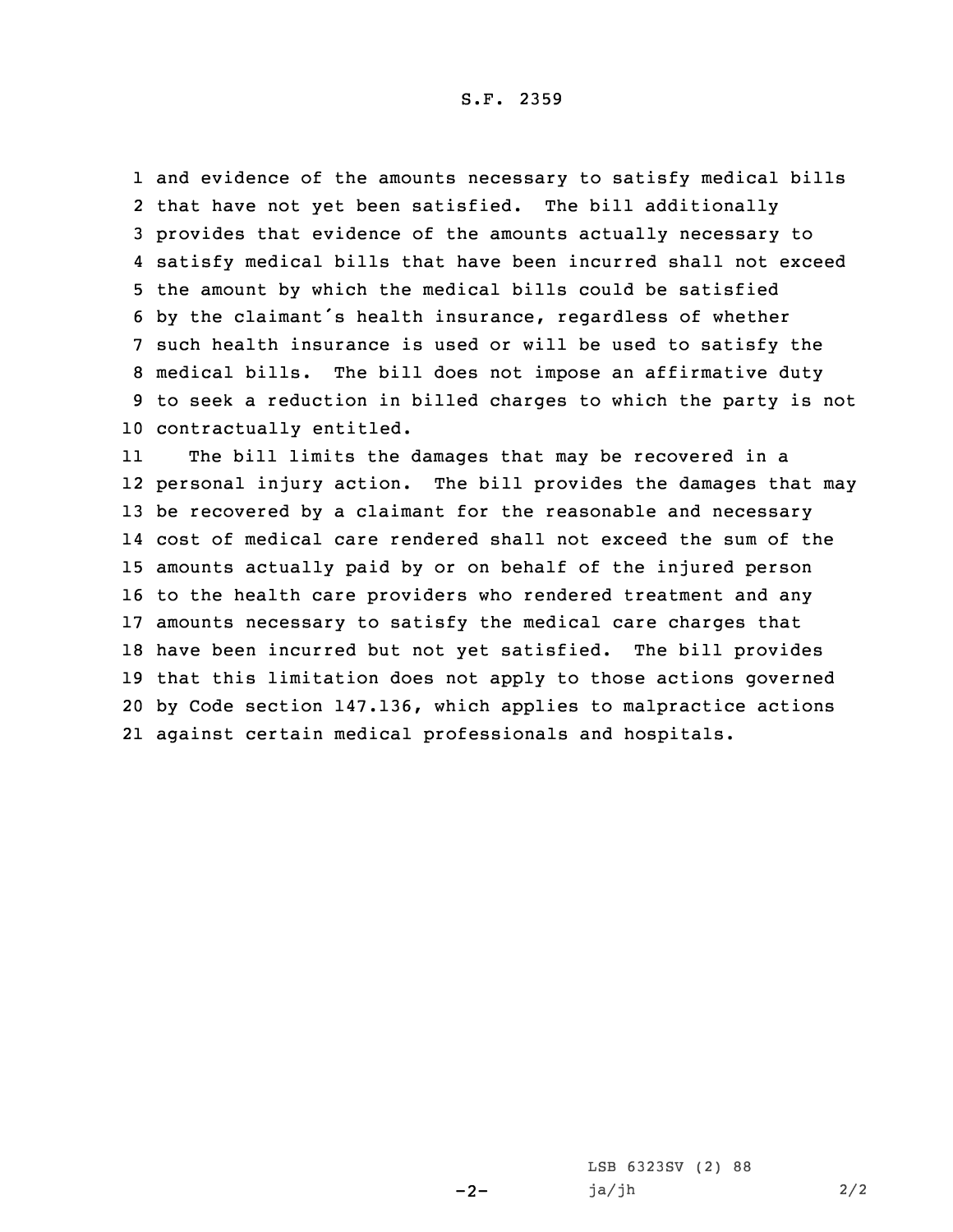and evidence of the amounts necessary to satisfy medical bills that have not yet been satisfied. The bill additionally provides that evidence of the amounts actually necessary to satisfy medical bills that have been incurred shall not exceed the amount by which the medical bills could be satisfied by the claimant's health insurance, regardless of whether such health insurance is used or will be used to satisfy the medical bills. The bill does not impose an affirmative duty to seek a reduction in billed charges to which the party is not contractually entitled.

The bill limits the damages that may be recovered in a personal injury action. The bill provides the damages that may be recovered by a claimant for the reasonable and necessary cost of medical care rendered shall not exceed the sum of the amounts actually paid by or on behalf of the injured person to the health care providers who rendered treatment and any amounts necessary to satisfy the medical care charges that have been incurred but not yet satisfied. The bill provides that this limitation does not apply to those actions governed by Code section 147.136, which applies to malpractice actions against certain medical professionals and hospitals.